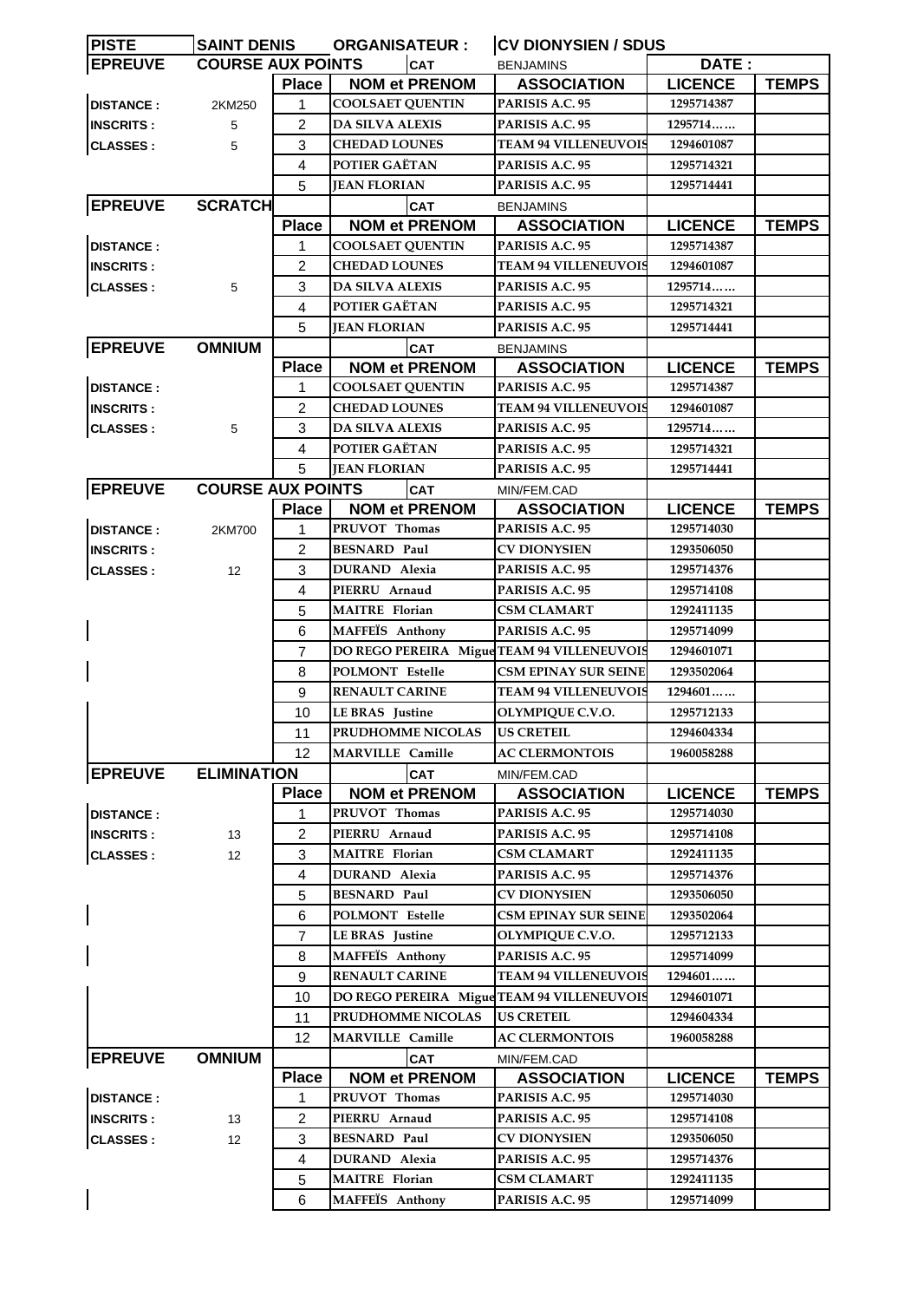| PISTE | SAINT DENIS | ORGANISATEUR : | CV DIONYSIEN / SDUS | | | |
|---|---|---|---|---|---|---|
| **EPREUVE** | **COURSE AUX POINTS** | | **CAT** BENJAMINS | | **DATE :** | |
| | | **Place** | **NOM et PRENOM** | **ASSOCIATION** | **LICENCE** | **TEMPS** |
| **DISTANCE :** | 2KM250 | 1 | COOLSAET QUENTIN | PARISIS A.C. 95 | 1295714387 | |
| **INSCRITS :** | 5 | 2 | DA SILVA ALEXIS | PARISIS A.C. 95 | 1295714…… | |
| **CLASSES :** | 5 | 3 | CHEDAD LOUNES | TEAM 94 VILLENEUVOIS | 1294601087 | |
| | | 4 | POTIER GAËTAN | PARISIS A.C. 95 | 1295714321 | |
| | | 5 | JEAN FLORIAN | PARISIS A.C. 95 | 1295714441 | |
| **EPREUVE** | **SCRATCH** | | **CAT** | BENJAMINS | | |
| | | **Place** | **NOM et PRENOM** | **ASSOCIATION** | **LICENCE** | **TEMPS** |
| **DISTANCE :** | | 1 | COOLSAET QUENTIN | PARISIS A.C. 95 | 1295714387 | |
| **INSCRITS :** | | 2 | CHEDAD LOUNES | TEAM 94 VILLENEUVOIS | 1294601087 | |
| **CLASSES :** | 5 | 3 | DA SILVA ALEXIS | PARISIS A.C. 95 | 1295714…… | |
| | | 4 | POTIER GAËTAN | PARISIS A.C. 95 | 1295714321 | |
| | | 5 | JEAN FLORIAN | PARISIS A.C. 95 | 1295714441 | |
| **EPREUVE** | **OMNIUM** | | **CAT** | BENJAMINS | | |
| | | **Place** | **NOM et PRENOM** | **ASSOCIATION** | **LICENCE** | **TEMPS** |
| **DISTANCE :** | | 1 | COOLSAET QUENTIN | PARISIS A.C. 95 | 1295714387 | |
| **INSCRITS :** | | 2 | CHEDAD LOUNES | TEAM 94 VILLENEUVOIS | 1294601087 | |
| **CLASSES :** | 5 | 3 | DA SILVA ALEXIS | PARISIS A.C. 95 | 1295714…… | |
| | | 4 | POTIER GAËTAN | PARISIS A.C. 95 | 1295714321 | |
| | | 5 | JEAN FLORIAN | PARISIS A.C. 95 | 1295714441 | |
| **EPREUVE** | **COURSE AUX POINTS** | | **CAT** | MIN/FEM.CAD | | |
| | | **Place** | **NOM et PRENOM** | **ASSOCIATION** | **LICENCE** | **TEMPS** |
| **DISTANCE :** | 2KM700 | 1 | PRUVOT Thomas | PARISIS A.C. 95 | 1295714030 | |
| **INSCRITS :** | | 2 | BESNARD Paul | CV DIONYSIEN | 1293506050 | |
| **CLASSES :** | 12 | 3 | DURAND Alexia | PARISIS A.C. 95 | 1295714376 | |
| | | 4 | PIERRU Arnaud | PARISIS A.C. 95 | 1295714108 | |
| | | 5 | MAITRE Florian | CSM CLAMART | 1292411135 | |
| | | 6 | MAFFEÏS Anthony | PARISIS A.C. 95 | 1295714099 | |
| | | 7 | DO REGO PEREIRA Migue | TEAM 94 VILLENEUVOIS | 1294601071 | |
| | | 8 | POLMONT Estelle | CSM EPINAY SUR SEINE | 1293502064 | |
| | | 9 | RENAULT CARINE | TEAM 94 VILLENEUVOIS | 1294601…… | |
| | | 10 | LE BRAS Justine | OLYMPIQUE C.V.O. | 1295712133 | |
| | | 11 | PRUDHOMME NICOLAS | US CRETEIL | 1294604334 | |
| | | 12 | MARVILLE Camille | AC CLERMONTOIS | 1960058288 | |
| **EPREUVE** | **ELIMINATION** | | **CAT** | MIN/FEM.CAD | | |
| | | **Place** | **NOM et PRENOM** | **ASSOCIATION** | **LICENCE** | **TEMPS** |
| **DISTANCE :** | | 1 | PRUVOT Thomas | PARISIS A.C. 95 | 1295714030 | |
| **INSCRITS :** | 13 | 2 | PIERRU Arnaud | PARISIS A.C. 95 | 1295714108 | |
| **CLASSES :** | 12 | 3 | MAITRE Florian | CSM CLAMART | 1292411135 | |
| | | 4 | DURAND Alexia | PARISIS A.C. 95 | 1295714376 | |
| | | 5 | BESNARD Paul | CV DIONYSIEN | 1293506050 | |
| | | 6 | POLMONT Estelle | CSM EPINAY SUR SEINE | 1293502064 | |
| | | 7 | LE BRAS Justine | OLYMPIQUE C.V.O. | 1295712133 | |
| | | 8 | MAFFEÏS Anthony | PARISIS A.C. 95 | 1295714099 | |
| | | 9 | RENAULT CARINE | TEAM 94 VILLENEUVOIS | 1294601…… | |
| | | 10 | DO REGO PEREIRA Migue | TEAM 94 VILLENEUVOIS | 1294601071 | |
| | | 11 | PRUDHOMME NICOLAS | US CRETEIL | 1294604334 | |
| | | 12 | MARVILLE Camille | AC CLERMONTOIS | 1960058288 | |
| **EPREUVE** | **OMNIUM** | | **CAT** | MIN/FEM.CAD | | |
| | | **Place** | **NOM et PRENOM** | **ASSOCIATION** | **LICENCE** | **TEMPS** |
| **DISTANCE :** | | 1 | PRUVOT Thomas | PARISIS A.C. 95 | 1295714030 | |
| **INSCRITS :** | 13 | 2 | PIERRU Arnaud | PARISIS A.C. 95 | 1295714108 | |
| **CLASSES :** | 12 | 3 | BESNARD Paul | CV DIONYSIEN | 1293506050 | |
| | | 4 | DURAND Alexia | PARISIS A.C. 95 | 1295714376 | |
| | | 5 | MAITRE Florian | CSM CLAMART | 1292411135 | |
| | | 6 | MAFFEÏS Anthony | PARISIS A.C. 95 | 1295714099 | |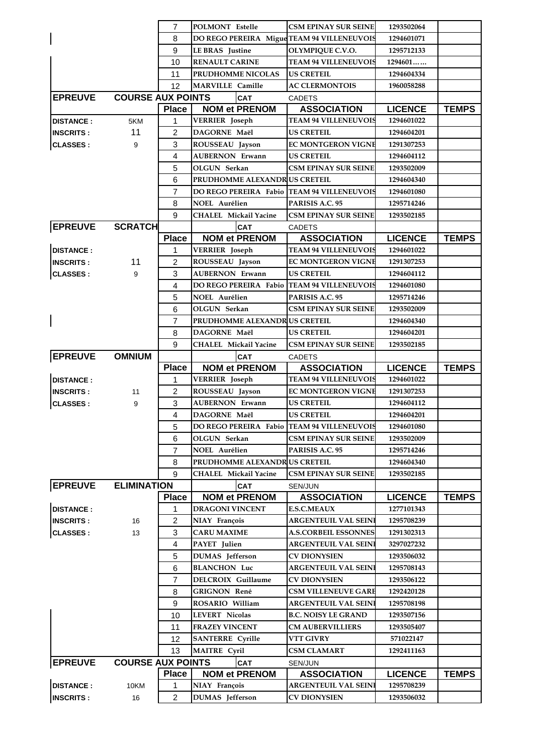| | | Place | NOM et PRENOM | ASSOCIATION | LICENCE | TEMPS |
|---|---|---|---|---|---|---|
| | | 7 | POLMONT Estelle | CSM EPINAY SUR SEINE | 1293502064 | |
| | | 8 | DO REGO PEREIRA Migue | TEAM 94 VILLENEUVOIS | 1294601071 | |
| | | 9 | LE BRAS Justine | OLYMPIQUE C.V.O. | 1295712133 | |
| | | 10 | RENAULT CARINE | TEAM 94 VILLENEUVOIS | 1294601…… | |
| | | 11 | PRUDHOMME NICOLAS | US CRETEIL | 1294604334 | |
| | | 12 | MARVILLE Camille | AC CLERMONTOIS | 1960058288 | |

| EPREUVE | COURSE AUX POINTS | | CAT | CADETS | | |
|---|---|---|---|---|---|---|
| | | **Place** | **NOM et PRENOM** | **ASSOCIATION** | **LICENCE** | **TEMPS** |
| DISTANCE : | 5KM | 1 | VERRIER Joseph | TEAM 94 VILLENEUVOIS | 1294601022 | |
| INSCRITS : | 11 | 2 | DAGORNE Maël | US CRETEIL | 1294604201 | |
| CLASSES : | 9 | 3 | ROUSSEAU Jayson | EC MONTGERON VIGNE | 1291307253 | |
| | | 4 | AUBERNON Erwann | US CRETEIL | 1294604112 | |
| | | 5 | OLGUN Serkan | CSM EPINAY SUR SEINE | 1293502009 | |
| | | 6 | PRUDHOMME ALEXANDR | US CRETEIL | 1294604340 | |
| | | 7 | DO REGO PEREIRA Fabio | TEAM 94 VILLENEUVOIS | 1294601080 | |
| | | 8 | NOEL Aurélien | PARISIS A.C. 95 | 1295714246 | |
| | | 9 | CHALEL Mickail Yacine | CSM EPINAY SUR SEINE | 1293502185 | |

| EPREUVE | SCRATCH | | CAT | CADETS | | |
|---|---|---|---|---|---|---|
| | | **Place** | **NOM et PRENOM** | **ASSOCIATION** | **LICENCE** | **TEMPS** |
| DISTANCE : | | 1 | VERRIER Joseph | TEAM 94 VILLENEUVOIS | 1294601022 | |
| INSCRITS : | 11 | 2 | ROUSSEAU Jayson | EC MONTGERON VIGNE | 1291307253 | |
| CLASSES : | 9 | 3 | AUBERNON Erwann | US CRETEIL | 1294604112 | |
| | | 4 | DO REGO PEREIRA Fabio | TEAM 94 VILLENEUVOIS | 1294601080 | |
| | | 5 | NOEL Aurélien | PARISIS A.C. 95 | 1295714246 | |
| | | 6 | OLGUN Serkan | CSM EPINAY SUR SEINE | 1293502009 | |
| | | 7 | PRUDHOMME ALEXANDR | US CRETEIL | 1294604340 | |
| | | 8 | DAGORNE Maël | US CRETEIL | 1294604201 | |
| | | 9 | CHALEL Mickail Yacine | CSM EPINAY SUR SEINE | 1293502185 | |

| EPREUVE | OMNIUM | | CAT | CADETS | | |
|---|---|---|---|---|---|---|
| | | **Place** | **NOM et PRENOM** | **ASSOCIATION** | **LICENCE** | **TEMPS** |
| DISTANCE : | | 1 | VERRIER Joseph | TEAM 94 VILLENEUVOIS | 1294601022 | |
| INSCRITS : | 11 | 2 | ROUSSEAU Jayson | EC MONTGERON VIGNE | 1291307253 | |
| CLASSES : | 9 | 3 | AUBERNON Erwann | US CRETEIL | 1294604112 | |
| | | 4 | DAGORNE Maël | US CRETEIL | 1294604201 | |
| | | 5 | DO REGO PEREIRA Fabio | TEAM 94 VILLENEUVOIS | 1294601080 | |
| | | 6 | OLGUN Serkan | CSM EPINAY SUR SEINE | 1293502009 | |
| | | 7 | NOEL Aurélien | PARISIS A.C. 95 | 1295714246 | |
| | | 8 | PRUDHOMME ALEXANDR | US CRETEIL | 1294604340 | |
| | | 9 | CHALEL Mickail Yacine | CSM EPINAY SUR SEINE | 1293502185 | |

| EPREUVE | ELIMINATION | | CAT | SEN/JUN | | |
|---|---|---|---|---|---|---|
| | | **Place** | **NOM et PRENOM** | **ASSOCIATION** | **LICENCE** | **TEMPS** |
| DISTANCE : | | 1 | DRAGONI VINCENT | E.S.C.MEAUX | 1277101343 | |
| INSCRITS : | 16 | 2 | NIAY François | ARGENTEUIL VAL SEINE | 1295708239 | |
| CLASSES : | 13 | 3 | CARU MAXIME | A.S.CORBEIL ESSONNES | 1291302313 | |
| | | 4 | PAYET Julien | ARGENTEUIL VAL SEINE | 3297027232 | |
| | | 5 | DUMAS Jefferson | CV DIONYSIEN | 1293506032 | |
| | | 6 | BLANCHON Luc | ARGENTEUIL VAL SEINE | 1295708143 | |
| | | 7 | DELCROIX Guillaume | CV DIONYSIEN | 1293506122 | |
| | | 8 | GRIGNON René | CSM VILLENEUVE GARE | 1292420128 | |
| | | 9 | ROSARIO William | ARGENTEUIL VAL SEINE | 1295708198 | |
| | | 10 | LEVERT Nicolas | B.C. NOISY LE GRAND | 1293507156 | |
| | | 11 | FRAZEY VINCENT | CM AUBERVILLIERS | 1293505407 | |
| | | 12 | SANTERRE Cyrille | VTT GIVRY | 571022147 | |
| | | 13 | MAITRE Cyril | CSM CLAMART | 1292411163 | |

| EPREUVE | COURSE AUX POINTS | | CAT | SEN/JUN | | |
|---|---|---|---|---|---|---|
| | | **Place** | **NOM et PRENOM** | **ASSOCIATION** | **LICENCE** | **TEMPS** |
| DISTANCE : | 10KM | 1 | NIAY François | ARGENTEUIL VAL SEINE | 1295708239 | |
| INSCRITS : | 16 | 2 | DUMAS Jefferson | CV DIONYSIEN | 1293506032 | |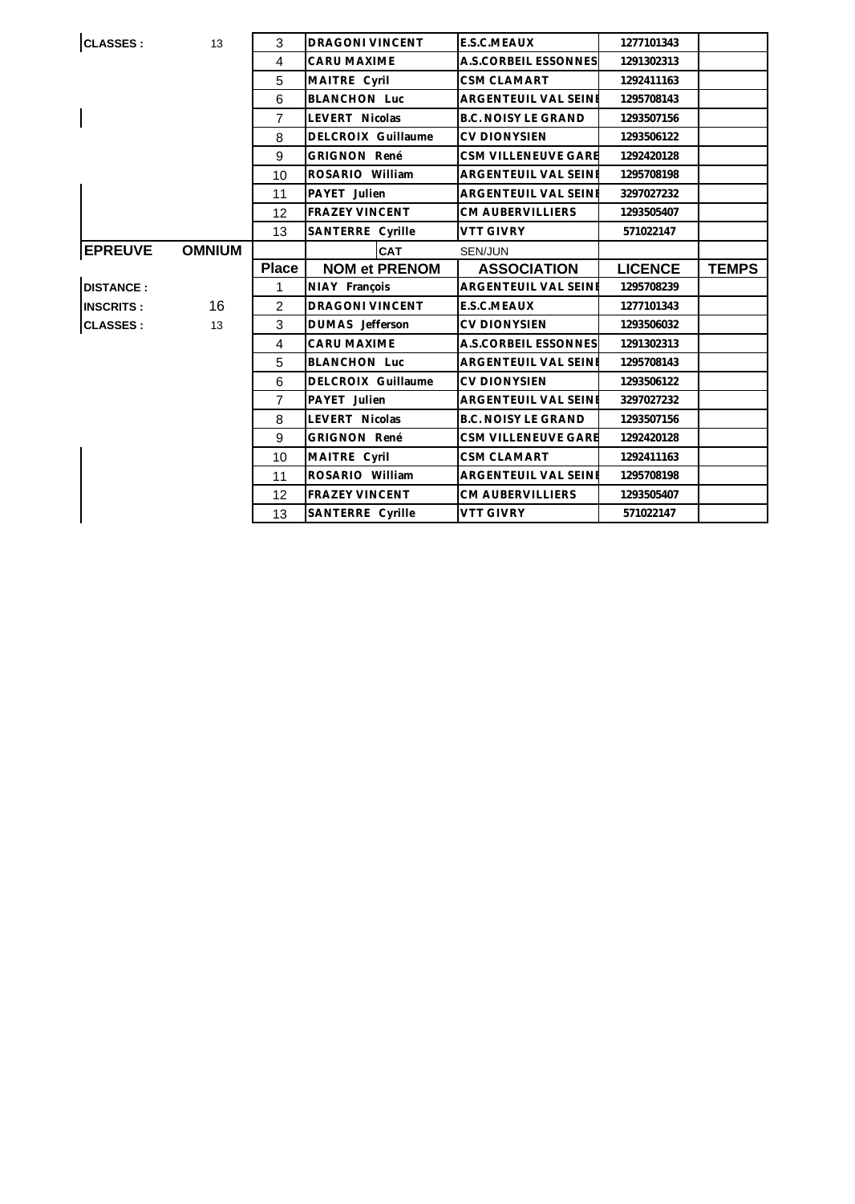| | | | | | | |
|---|---|---|---|---|---|---|
| CLASSES : | 13 | 3 | DRAGONI VINCENT | E.S.C.MEAUX | 1277101343 | |
| | | 4 | CARU MAXIME | A.S.CORBEIL ESSONNES | 1291302313 | |
| | | 5 | MAITRE Cyril | CSM CLAMART | 1292411163 | |
| | | 6 | BLANCHON Luc | ARGENTEUIL VAL SEINE | 1295708143 | |
| | | 7 | LEVERT Nicolas | B.C. NOISY LE GRAND | 1293507156 | |
| | | 8 | DELCROIX Guillaume | CV DIONYSIEN | 1293506122 | |
| | | 9 | GRIGNON René | CSM VILLENEUVE GARE | 1292420128 | |
| | | 10 | ROSARIO William | ARGENTEUIL VAL SEINE | 1295708198 | |
| | | 11 | PAYET Julien | ARGENTEUIL VAL SEINE | 3297027232 | |
| | | 12 | FRAZEY VINCENT | CM AUBERVILLIERS | 1293505407 | |
| | | 13 | SANTERRE Cyrille | VTT GIVRY | 571022147 | |

| | | | | | | |
|---|---|---|---|---|---|---|
| **EPREUVE** | **OMNIUM** | | CAT | SEN/JUN | | |
| | | **Place** | **NOM et PRENOM** | **ASSOCIATION** | **LICENCE** | **TEMPS** |
| DISTANCE : | | 1 | NIAY François | ARGENTEUIL VAL SEINE | 1295708239 | |
| INSCRITS : | 16 | 2 | DRAGONI VINCENT | E.S.C.MEAUX | 1277101343 | |
| CLASSES : | 13 | 3 | DUMAS Jefferson | CV DIONYSIEN | 1293506032 | |
| | | 4 | CARU MAXIME | A.S.CORBEIL ESSONNES | 1291302313 | |
| | | 5 | BLANCHON Luc | ARGENTEUIL VAL SEINE | 1295708143 | |
| | | 6 | DELCROIX Guillaume | CV DIONYSIEN | 1293506122 | |
| | | 7 | PAYET Julien | ARGENTEUIL VAL SEINE | 3297027232 | |
| | | 8 | LEVERT Nicolas | B.C. NOISY LE GRAND | 1293507156 | |
| | | 9 | GRIGNON René | CSM VILLENEUVE GARE | 1292420128 | |
| | | 10 | MAITRE Cyril | CSM CLAMART | 1292411163 | |
| | | 11 | ROSARIO William | ARGENTEUIL VAL SEINE | 1295708198 | |
| | | 12 | FRAZEY VINCENT | CM AUBERVILLIERS | 1293505407 | |
| | | 13 | SANTERRE Cyrille | VTT GIVRY | 571022147 | |